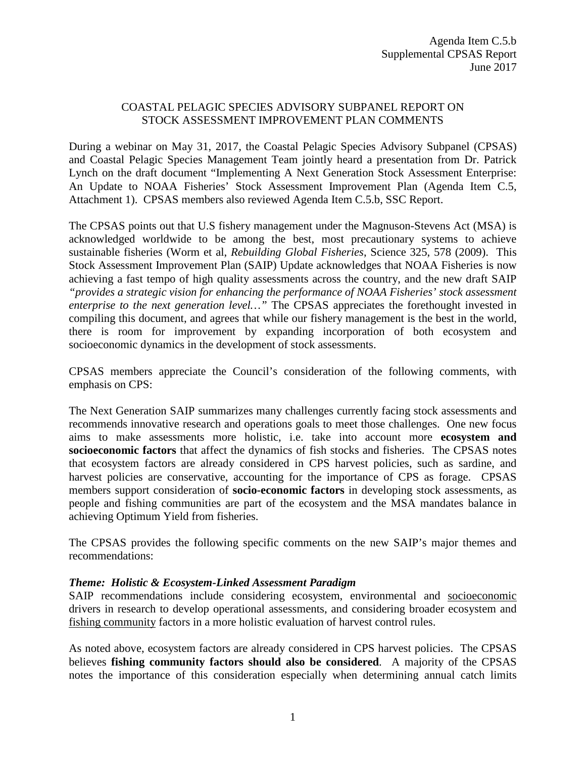Agenda Item C.5.b
Supplemental CPSAS Report
June 2017

# COASTAL PELAGIC SPECIES ADVISORY SUBPANEL REPORT ON STOCK ASSESSMENT IMPROVEMENT PLAN COMMENTS

During a webinar on May 31, 2017, the Coastal Pelagic Species Advisory Subpanel (CPSAS) and Coastal Pelagic Species Management Team jointly heard a presentation from Dr. Patrick Lynch on the draft document "Implementing A Next Generation Stock Assessment Enterprise: An Update to NOAA Fisheries' Stock Assessment Improvement Plan (Agenda Item C.5, Attachment 1). CPSAS members also reviewed Agenda Item C.5.b, SSC Report.

The CPSAS points out that U.S fishery management under the Magnuson-Stevens Act (MSA) is acknowledged worldwide to be among the best, most precautionary systems to achieve sustainable fisheries (Worm et al, *Rebuilding Global Fisheries*, Science 325, 578 (2009). This Stock Assessment Improvement Plan (SAIP) Update acknowledges that NOAA Fisheries is now achieving a fast tempo of high quality assessments across the country, and the new draft SAIP *"provides a strategic vision for enhancing the performance of NOAA Fisheries' stock assessment enterprise to the next generation level…"* The CPSAS appreciates the forethought invested in compiling this document, and agrees that while our fishery management is the best in the world, there is room for improvement by expanding incorporation of both ecosystem and socioeconomic dynamics in the development of stock assessments.

CPSAS members appreciate the Council's consideration of the following comments, with emphasis on CPS:

The Next Generation SAIP summarizes many challenges currently facing stock assessments and recommends innovative research and operations goals to meet those challenges. One new focus aims to make assessments more holistic, i.e. take into account more **ecosystem and socioeconomic factors** that affect the dynamics of fish stocks and fisheries. The CPSAS notes that ecosystem factors are already considered in CPS harvest policies, such as sardine, and harvest policies are conservative, accounting for the importance of CPS as forage. CPSAS members support consideration of **socio-economic factors** in developing stock assessments, as people and fishing communities are part of the ecosystem and the MSA mandates balance in achieving Optimum Yield from fisheries.

The CPSAS provides the following specific comments on the new SAIP's major themes and recommendations:

***Theme: Holistic & Ecosystem-Linked Assessment Paradigm***

SAIP recommendations include considering ecosystem, environmental and <u>socioeconomic</u> drivers in research to develop operational assessments, and considering broader ecosystem and <u>fishing community</u> factors in a more holistic evaluation of harvest control rules.

As noted above, ecosystem factors are already considered in CPS harvest policies. The CPSAS believes **fishing community factors should also be considered**. A majority of the CPSAS notes the importance of this consideration especially when determining annual catch limits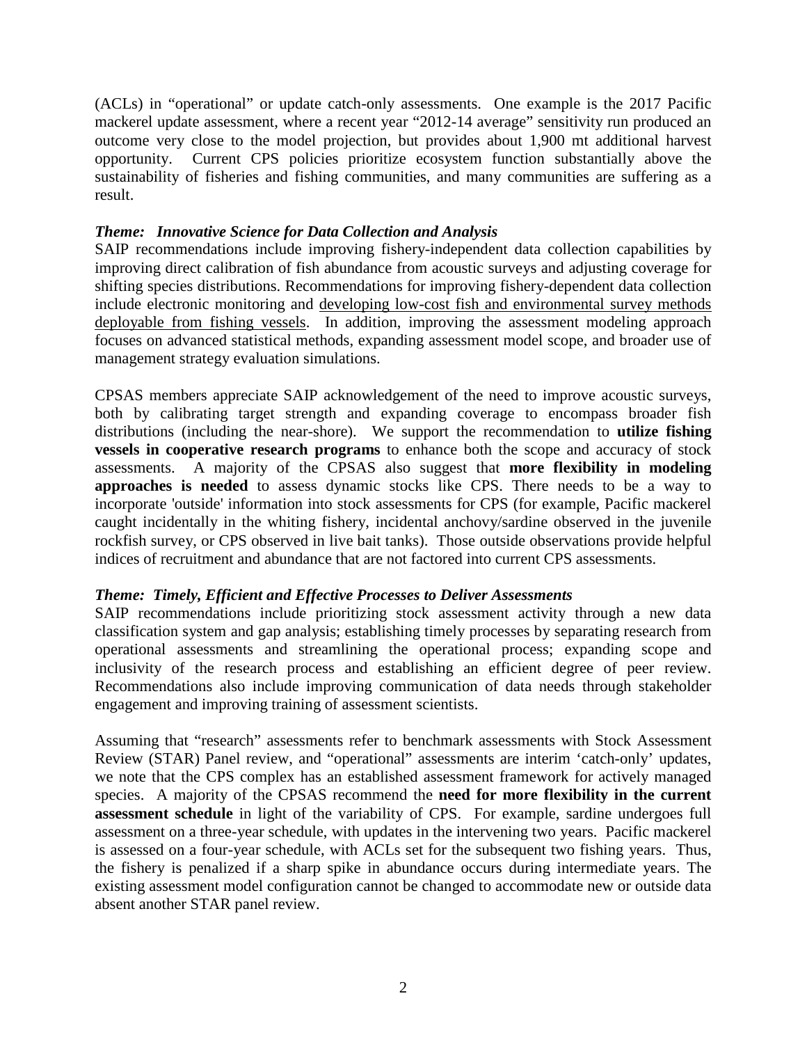(ACLs) in "operational" or update catch-only assessments. One example is the 2017 Pacific mackerel update assessment, where a recent year "2012-14 average" sensitivity run produced an outcome very close to the model projection, but provides about 1,900 mt additional harvest opportunity. Current CPS policies prioritize ecosystem function substantially above the sustainability of fisheries and fishing communities, and many communities are suffering as a result.

***Theme: Innovative Science for Data Collection and Analysis***

SAIP recommendations include improving fishery-independent data collection capabilities by improving direct calibration of fish abundance from acoustic surveys and adjusting coverage for shifting species distributions. Recommendations for improving fishery-dependent data collection include electronic monitoring and <u>developing low-cost fish and environmental survey methods deployable from fishing vessels</u>. In addition, improving the assessment modeling approach focuses on advanced statistical methods, expanding assessment model scope, and broader use of management strategy evaluation simulations.

CPSAS members appreciate SAIP acknowledgement of the need to improve acoustic surveys, both by calibrating target strength and expanding coverage to encompass broader fish distributions (including the near-shore). We support the recommendation to **utilize fishing vessels in cooperative research programs** to enhance both the scope and accuracy of stock assessments. A majority of the CPSAS also suggest that **more flexibility in modeling approaches is needed** to assess dynamic stocks like CPS. There needs to be a way to incorporate 'outside' information into stock assessments for CPS (for example, Pacific mackerel caught incidentally in the whiting fishery, incidental anchovy/sardine observed in the juvenile rockfish survey, or CPS observed in live bait tanks). Those outside observations provide helpful indices of recruitment and abundance that are not factored into current CPS assessments.

***Theme: Timely, Efficient and Effective Processes to Deliver Assessments***

SAIP recommendations include prioritizing stock assessment activity through a new data classification system and gap analysis; establishing timely processes by separating research from operational assessments and streamlining the operational process; expanding scope and inclusivity of the research process and establishing an efficient degree of peer review. Recommendations also include improving communication of data needs through stakeholder engagement and improving training of assessment scientists.

Assuming that "research" assessments refer to benchmark assessments with Stock Assessment Review (STAR) Panel review, and "operational" assessments are interim 'catch-only' updates, we note that the CPS complex has an established assessment framework for actively managed species. A majority of the CPSAS recommend the **need for more flexibility in the current assessment schedule** in light of the variability of CPS. For example, sardine undergoes full assessment on a three-year schedule, with updates in the intervening two years. Pacific mackerel is assessed on a four-year schedule, with ACLs set for the subsequent two fishing years. Thus, the fishery is penalized if a sharp spike in abundance occurs during intermediate years. The existing assessment model configuration cannot be changed to accommodate new or outside data absent another STAR panel review.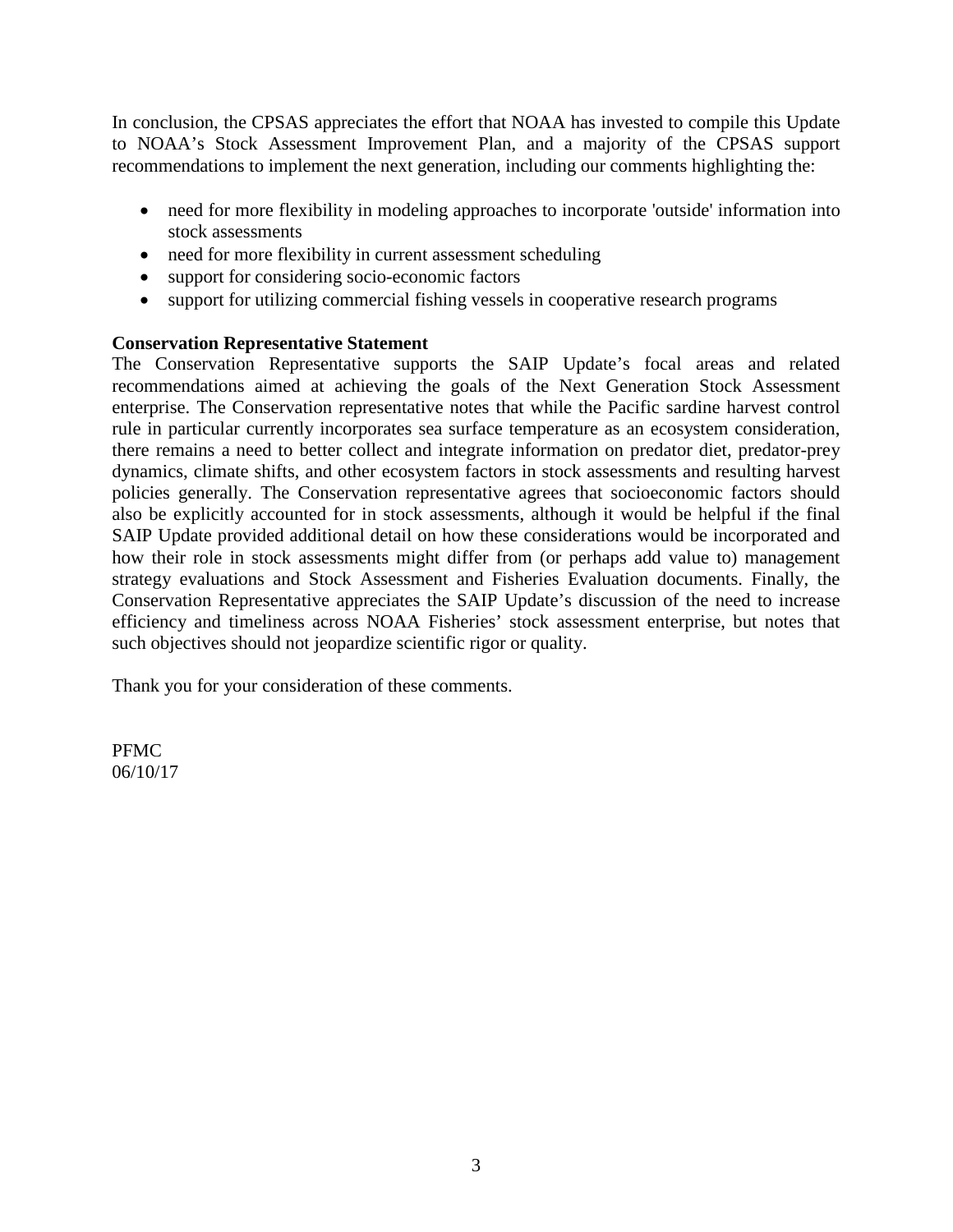In conclusion, the CPSAS appreciates the effort that NOAA has invested to compile this Update to NOAA's Stock Assessment Improvement Plan, and a majority of the CPSAS support recommendations to implement the next generation, including our comments highlighting the:

- need for more flexibility in modeling approaches to incorporate 'outside' information into stock assessments
- need for more flexibility in current assessment scheduling
- support for considering socio-economic factors
- support for utilizing commercial fishing vessels in cooperative research programs

**Conservation Representative Statement**

The Conservation Representative supports the SAIP Update's focal areas and related recommendations aimed at achieving the goals of the Next Generation Stock Assessment enterprise. The Conservation representative notes that while the Pacific sardine harvest control rule in particular currently incorporates sea surface temperature as an ecosystem consideration, there remains a need to better collect and integrate information on predator diet, predator-prey dynamics, climate shifts, and other ecosystem factors in stock assessments and resulting harvest policies generally. The Conservation representative agrees that socioeconomic factors should also be explicitly accounted for in stock assessments, although it would be helpful if the final SAIP Update provided additional detail on how these considerations would be incorporated and how their role in stock assessments might differ from (or perhaps add value to) management strategy evaluations and Stock Assessment and Fisheries Evaluation documents. Finally, the Conservation Representative appreciates the SAIP Update's discussion of the need to increase efficiency and timeliness across NOAA Fisheries' stock assessment enterprise, but notes that such objectives should not jeopardize scientific rigor or quality.

Thank you for your consideration of these comments.

PFMC
06/10/17